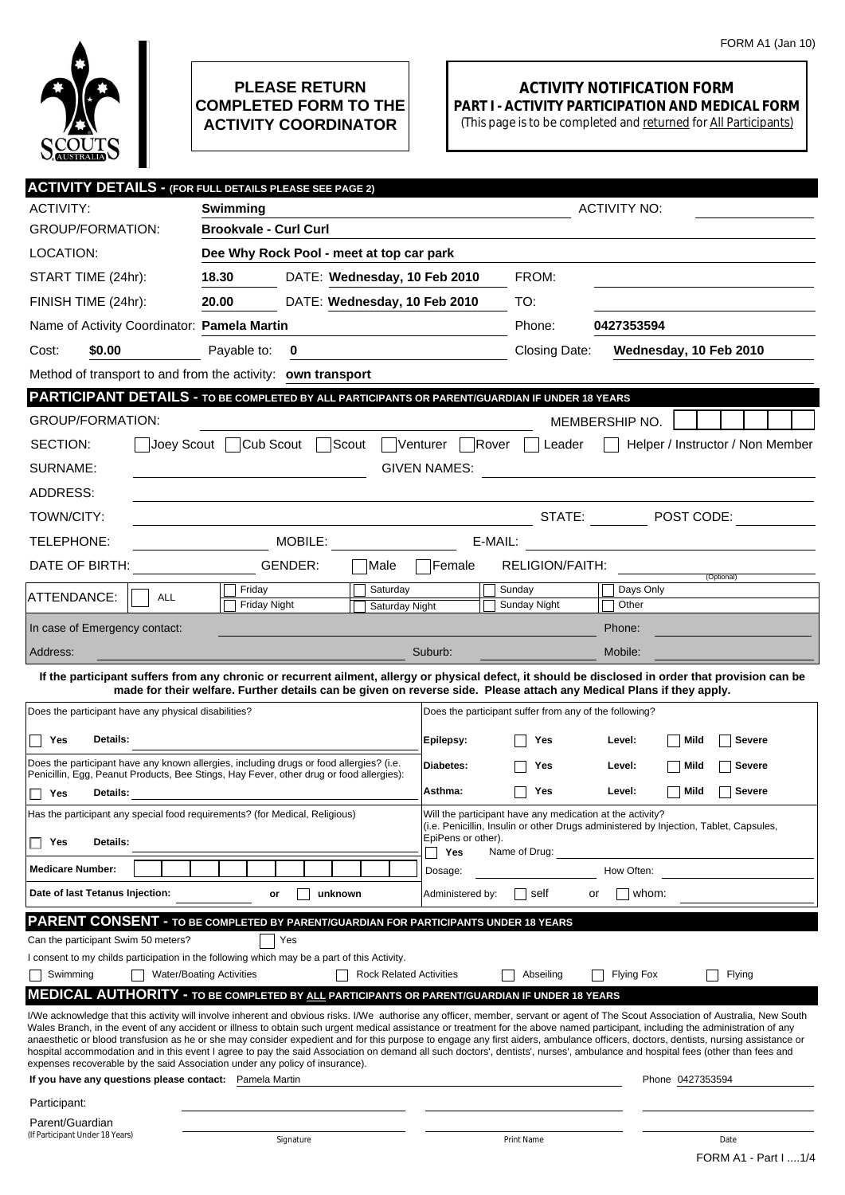FORM A1 (Jan 10)

**PLEASE RETURN COMPLETED FORM TO THE ACTIVITY COORDINATOR**

# ACTIVITY NOTIFICATION FORM

## PART I - ACTIVITY PARTICIPATION AND MEDICAL FORM

(This page is to be completed and returned for All Participants)

## ACTIVITY DETAILS - (FOR FULL DETAILS PLEASE SEE PAGE 2)

ACTIVITY: **Swimming** ACTIVITY NO:

GROUP/FORMATION: **Brookvale - Curl Curl**

LOCATION: **Dee Why Rock Pool - meet at top car park**

START TIME (24hr): **18.30** DATE: **Wednesday, 10 Feb 2010** FROM:

FINISH TIME (24hr): **20.00** DATE: **Wednesday, 10 Feb 2010** TO:

Name of Activity Coordinator: **Pamela Martin** Phone: **0427353594**

Cost: **$0.00** Payable to: **0** Closing Date: **Wednesday, 10 Feb 2010**

Method of transport to and from the activity: **own transport**

## PARTICIPANT DETAILS - TO BE COMPLETED BY ALL PARTICIPANTS OR PARENT/GUARDIAN IF UNDER 18 YEARS

GROUP/FORMATION: MEMBERSHIP NO.

SECTION: ☐ Joey Scout ☐ Cub Scout ☐ Scout ☐ Venturer ☐ Rover ☐ Leader ☐ Helper / Instructor / Non Member

SURNAME: GIVEN NAMES:

ADDRESS:

TOWN/CITY: STATE: POST CODE:

TELEPHONE: MOBILE: E-MAIL:

DATE OF BIRTH: GENDER: ☐ Male ☐ Female RELIGION/FAITH: (Optional)

ATTENDANCE: ☐ ALL ☐ Friday ☐ Friday Night ☐ Saturday ☐ Saturday Night ☐ Sunday ☐ Sunday Night ☐ Days Only ☐ Other

In case of Emergency contact: Phone:

Address: Suburb: Mobile:

**If the participant suffers from any chronic or recurrent ailment, allergy or physical defect, it should be disclosed in order that provision can be made for their welfare. Further details can be given on reverse side. Please attach any Medical Plans if they apply.**

Does the participant have any physical disabilities?

☐ **Yes** **Details:**

Does the participant have any known allergies, including drugs or food allergies? (i.e. Penicillin, Egg, Peanut Products, Bee Stings, Hay Fever, other drug or food allergies):

☐ **Yes** **Details:**

Has the participant any special food requirements? (for Medical, Religious)

☐ **Yes** **Details:**

**Medicare Number:**

**Date of last Tetanus Injection:** or ☐ unknown

Does the participant suffer from any of the following?

| | | | |
|---|---|---|---|
| **Epilepsy:** | ☐ Yes | **Level:** | ☐ **Mild** ☐ **Severe** |
| **Diabetes:** | ☐ Yes | **Level:** | ☐ **Mild** ☐ **Severe** |
| **Asthma:** | ☐ Yes | **Level:** | ☐ **Mild** ☐ **Severe** |

Will the participant have any medication at the activity? (i.e. Penicillin, Insulin or other Drugs administered by Injection, Tablet, Capsules, EpiPens or other).

☐ **Yes** Name of Drug:

Dosage: How Often:

Administered by: ☐ self or ☐ whom:

## PARENT CONSENT - TO BE COMPLETED BY PARENT/GUARDIAN FOR PARTICIPANTS UNDER 18 YEARS

Can the participant Swim 50 meters? ☐ Yes

I consent to my childs participation in the following which may be a part of this Activity.

☐ Swimming ☐ Water/Boating Activities ☐ Rock Related Activities ☐ Abseiling ☐ Flying Fox ☐ Flying

## MEDICAL AUTHORITY - TO BE COMPLETED BY ALL PARTICIPANTS OR PARENT/GUARDIAN IF UNDER 18 YEARS

I/We acknowledge that this activity will involve inherent and obvious risks. I/We authorise any officer, member, servant or agent of The Scout Association of Australia, New South Wales Branch, in the event of any accident or illness to obtain such urgent medical assistance or treatment for the above named participant, including the administration of any anaesthetic or blood transfusion as he or she may consider expedient and for this purpose to engage any first aiders, ambulance officers, doctors, dentists, nursing assistance or hospital accommodation and in this event I agree to pay the said Association on demand all such doctors', dentists', nurses', ambulance and hospital fees (other than fees and expenses recoverable by the said Association under any policy of insurance).

**If you have any questions please contact:** Pamela Martin Phone 0427353594

| | Signature | Print Name | Date |
|---|---|---|---|
| Participant: | | | |
| Parent/Guardian (If Participant Under 18 Years) | | | |

FORM A1 - Part I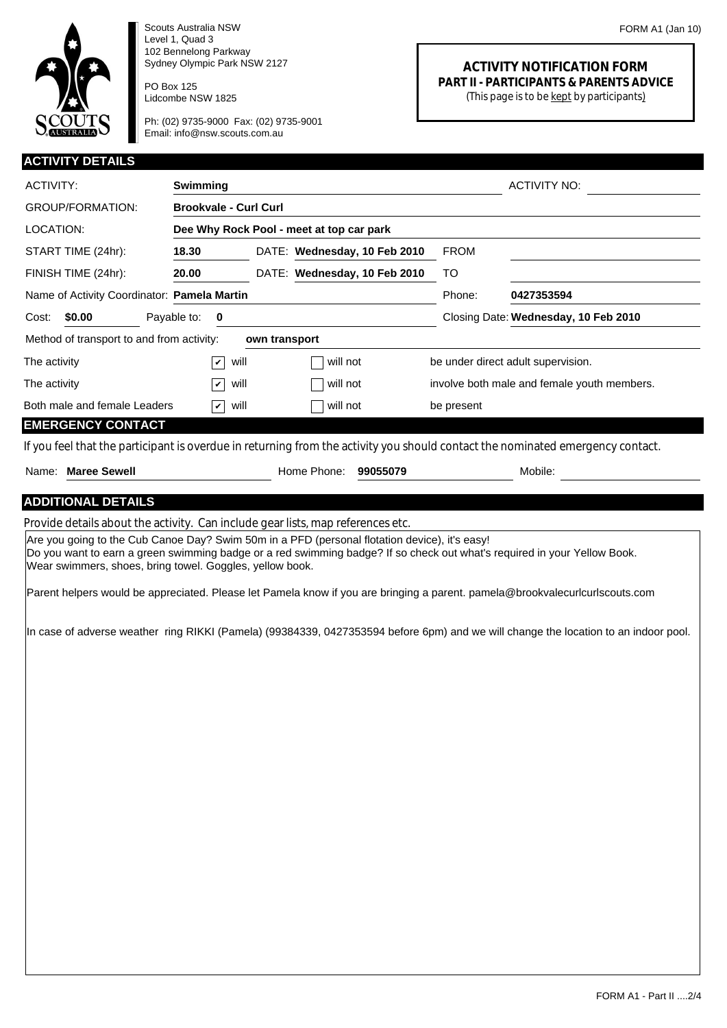Scouts Australia NSW
Level 1, Quad 3
102 Bennelong Parkway
Sydney Olympic Park NSW 2127

PO Box 125
Lidcombe NSW 1825

Ph: (02) 9735-9000 Fax: (02) 9735-9001
Email: info@nsw.scouts.com.au

FORM A1 (Jan 10)

# ACTIVITY NOTIFICATION FORM
## PART II - PARTICIPANTS & PARENTS ADVICE
*(This page is to be kept by participants)*

## ACTIVITY DETAILS

ACTIVITY: **Swimming** ACTIVITY NO:

GROUP/FORMATION: **Brookvale - Curl Curl**

LOCATION: **Dee Why Rock Pool - meet at top car park**

START TIME (24hr): **18.30** DATE: **Wednesday, 10 Feb 2010** FROM

FINISH TIME (24hr): **20.00** DATE: **Wednesday, 10 Feb 2010** TO

Name of Activity Coordinator: **Pamela Martin** Phone: **0427353594**

Cost: **$0.00** Payable to: **0** Closing Date: **Wednesday, 10 Feb 2010**

Method of transport to and from activity: **own transport**

The activity ☑ will ☐ will not be under direct adult supervision.

The activity ☑ will ☐ will not involve both male and female youth members.

Both male and female Leaders ☑ will ☐ will not be present

## EMERGENCY CONTACT

If you feel that the participant is overdue in returning from the activity you should contact the nominated emergency contact.

Name: **Maree Sewell** Home Phone: **99055079** Mobile:

## ADDITIONAL DETAILS

Provide details about the activity. Can include gear lists, map references etc.

Are you going to the Cub Canoe Day? Swim 50m in a PFD (personal flotation device), it's easy!
Do you want to earn a green swimming badge or a red swimming badge? If so check out what's required in your Yellow Book.
Wear swimmers, shoes, bring towel. Goggles, yellow book.

Parent helpers would be appreciated. Please let Pamela know if you are bringing a parent. pamela@brookvalecurlcurlscouts.com

In case of adverse weather ring RIKKI (Pamela) (99384339, 0427353594 before 6pm) and we will change the location to an indoor pool.

FORM A1 - Part II ....2/4